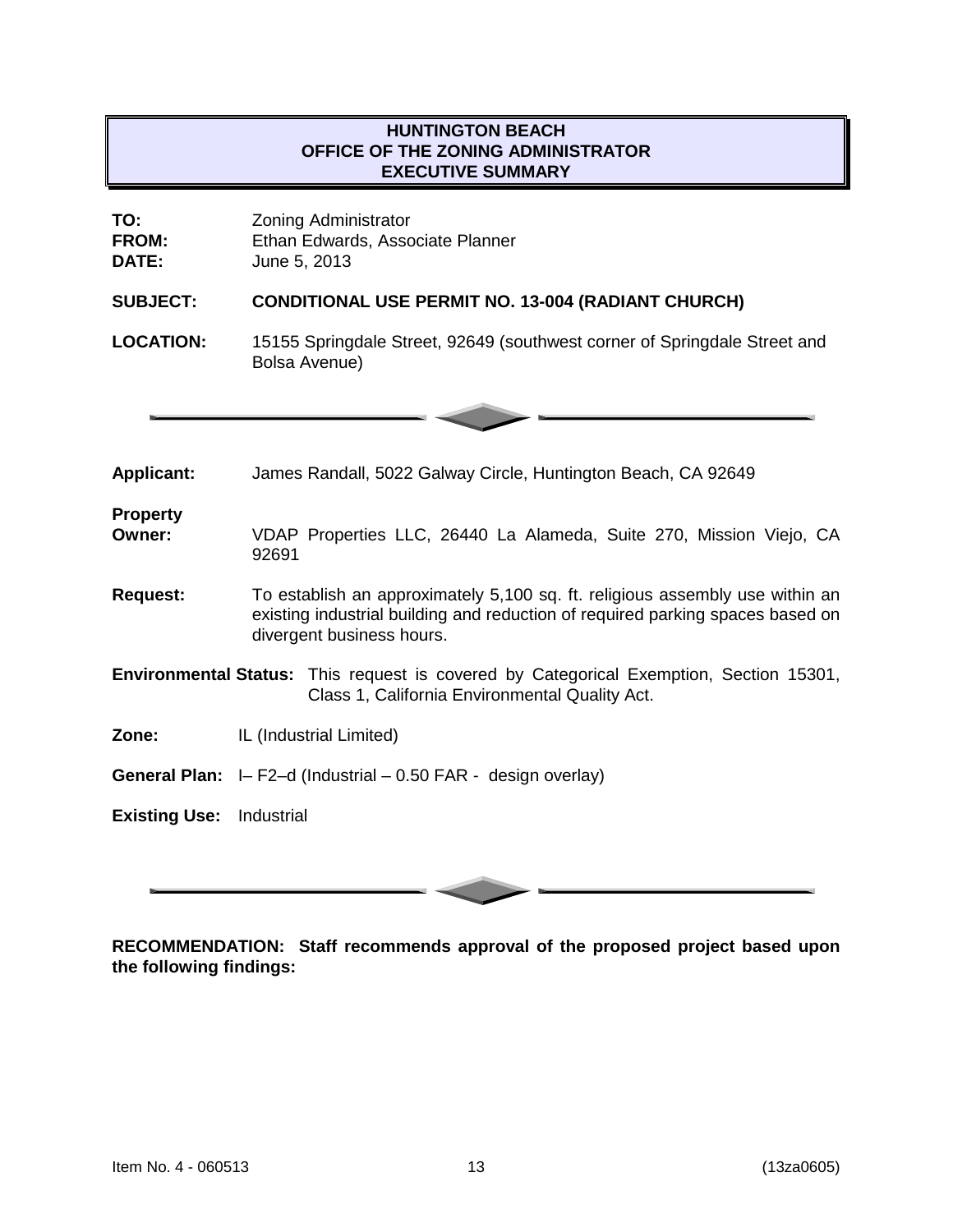# HUNTINGTON BEACH
# OFFICE OF THE ZONING ADMINISTRATOR
# EXECUTIVE SUMMARY

**TO:** Zoning Administrator
**FROM:** Ethan Edwards, Associate Planner
**DATE:** June 5, 2013

**SUBJECT:** **CONDITIONAL USE PERMIT NO. 13-004 (RADIANT CHURCH)**

**LOCATION:** 15155 Springdale Street, 92649 (southwest corner of Springdale Street and Bolsa Avenue)

---

**Applicant:** James Randall, 5022 Galway Circle, Huntington Beach, CA 92649

**Property Owner:** VDAP Properties LLC, 26440 La Alameda, Suite 270, Mission Viejo, CA 92691

**Request:** To establish an approximately 5,100 sq. ft. religious assembly use within an existing industrial building and reduction of required parking spaces based on divergent business hours.

**Environmental Status:** This request is covered by Categorical Exemption, Section 15301, Class 1, California Environmental Quality Act.

**Zone:** IL (Industrial Limited)

**General Plan:** I– F2–d (Industrial – 0.50 FAR - design overlay)

**Existing Use:** Industrial

---

**RECOMMENDATION: Staff recommends approval of the proposed project based upon the following findings:**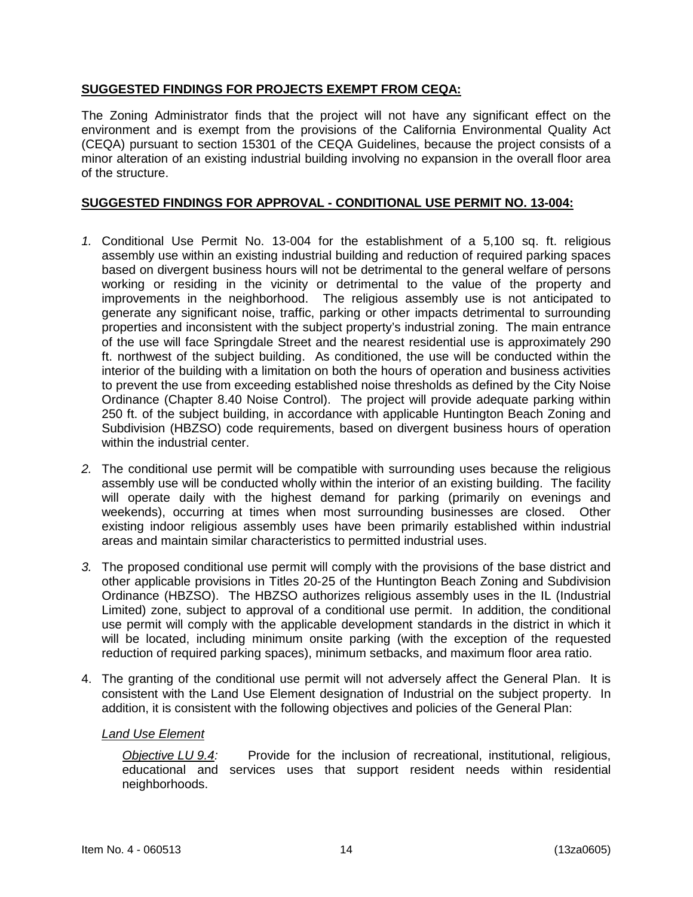**SUGGESTED FINDINGS FOR PROJECTS EXEMPT FROM CEQA:**

The Zoning Administrator finds that the project will not have any significant effect on the environment and is exempt from the provisions of the California Environmental Quality Act (CEQA) pursuant to section 15301 of the CEQA Guidelines, because the project consists of a minor alteration of an existing industrial building involving no expansion in the overall floor area of the structure.

**SUGGESTED FINDINGS FOR APPROVAL - CONDITIONAL USE PERMIT NO. 13-004:**

1. Conditional Use Permit No. 13-004 for the establishment of a 5,100 sq. ft. religious assembly use within an existing industrial building and reduction of required parking spaces based on divergent business hours will not be detrimental to the general welfare of persons working or residing in the vicinity or detrimental to the value of the property and improvements in the neighborhood. The religious assembly use is not anticipated to generate any significant noise, traffic, parking or other impacts detrimental to surrounding properties and inconsistent with the subject property's industrial zoning. The main entrance of the use will face Springdale Street and the nearest residential use is approximately 290 ft. northwest of the subject building. As conditioned, the use will be conducted within the interior of the building with a limitation on both the hours of operation and business activities to prevent the use from exceeding established noise thresholds as defined by the City Noise Ordinance (Chapter 8.40 Noise Control). The project will provide adequate parking within 250 ft. of the subject building, in accordance with applicable Huntington Beach Zoning and Subdivision (HBZSO) code requirements, based on divergent business hours of operation within the industrial center.

2. The conditional use permit will be compatible with surrounding uses because the religious assembly use will be conducted wholly within the interior of an existing building. The facility will operate daily with the highest demand for parking (primarily on evenings and weekends), occurring at times when most surrounding businesses are closed. Other existing indoor religious assembly uses have been primarily established within industrial areas and maintain similar characteristics to permitted industrial uses.

3. The proposed conditional use permit will comply with the provisions of the base district and other applicable provisions in Titles 20-25 of the Huntington Beach Zoning and Subdivision Ordinance (HBZSO). The HBZSO authorizes religious assembly uses in the IL (Industrial Limited) zone, subject to approval of a conditional use permit. In addition, the conditional use permit will comply with the applicable development standards in the district in which it will be located, including minimum onsite parking (with the exception of the requested reduction of required parking spaces), minimum setbacks, and maximum floor area ratio.

4. The granting of the conditional use permit will not adversely affect the General Plan. It is consistent with the Land Use Element designation of Industrial on the subject property. In addition, it is consistent with the following objectives and policies of the General Plan:

   *Land Use Element*

   *Objective LU 9.4:* Provide for the inclusion of recreational, institutional, religious, educational and services uses that support resident needs within residential neighborhoods.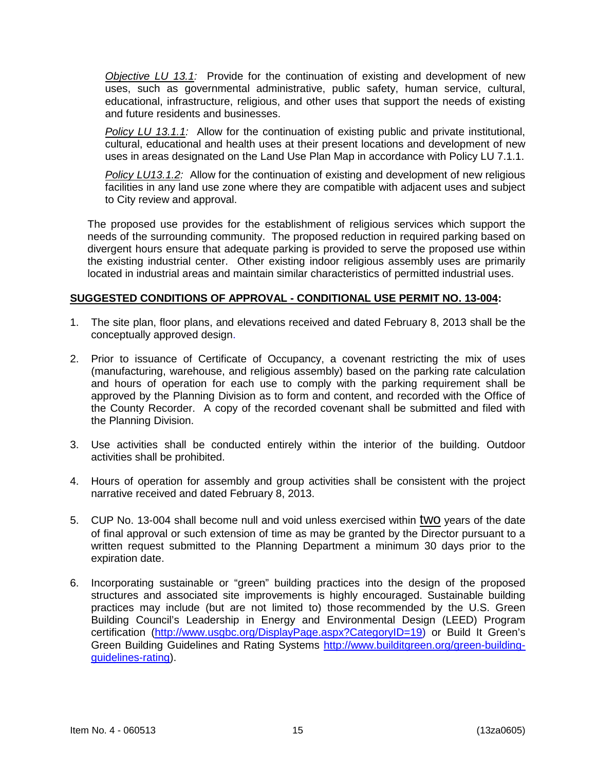*Objective LU 13.1:* Provide for the continuation of existing and development of new uses, such as governmental administrative, public safety, human service, cultural, educational, infrastructure, religious, and other uses that support the needs of existing and future residents and businesses.

*Policy LU 13.1.1:* Allow for the continuation of existing public and private institutional, cultural, educational and health uses at their present locations and development of new uses in areas designated on the Land Use Plan Map in accordance with Policy LU 7.1.1.

*Policy LU13.1.2:* Allow for the continuation of existing and development of new religious facilities in any land use zone where they are compatible with adjacent uses and subject to City review and approval.

The proposed use provides for the establishment of religious services which support the needs of the surrounding community. The proposed reduction in required parking based on divergent hours ensure that adequate parking is provided to serve the proposed use within the existing industrial center. Other existing indoor religious assembly uses are primarily located in industrial areas and maintain similar characteristics of permitted industrial uses.

**SUGGESTED CONDITIONS OF APPROVAL - CONDITIONAL USE PERMIT NO. 13-004:**

1. The site plan, floor plans, and elevations received and dated February 8, 2013 shall be the conceptually approved design.

2. Prior to issuance of Certificate of Occupancy, a covenant restricting the mix of uses (manufacturing, warehouse, and religious assembly) based on the parking rate calculation and hours of operation for each use to comply with the parking requirement shall be approved by the Planning Division as to form and content, and recorded with the Office of the County Recorder. A copy of the recorded covenant shall be submitted and filed with the Planning Division.

3. Use activities shall be conducted entirely within the interior of the building. Outdoor activities shall be prohibited.

4. Hours of operation for assembly and group activities shall be consistent with the project narrative received and dated February 8, 2013.

5. CUP No. 13-004 shall become null and void unless exercised within two years of the date of final approval or such extension of time as may be granted by the Director pursuant to a written request submitted to the Planning Department a minimum 30 days prior to the expiration date.

6. Incorporating sustainable or "green" building practices into the design of the proposed structures and associated site improvements is highly encouraged. Sustainable building practices may include (but are not limited to) those recommended by the U.S. Green Building Council's Leadership in Energy and Environmental Design (LEED) Program certification (http://www.usgbc.org/DisplayPage.aspx?CategoryID=19) or Build It Green's Green Building Guidelines and Rating Systems http://www.builditgreen.org/green-building-guidelines-rating).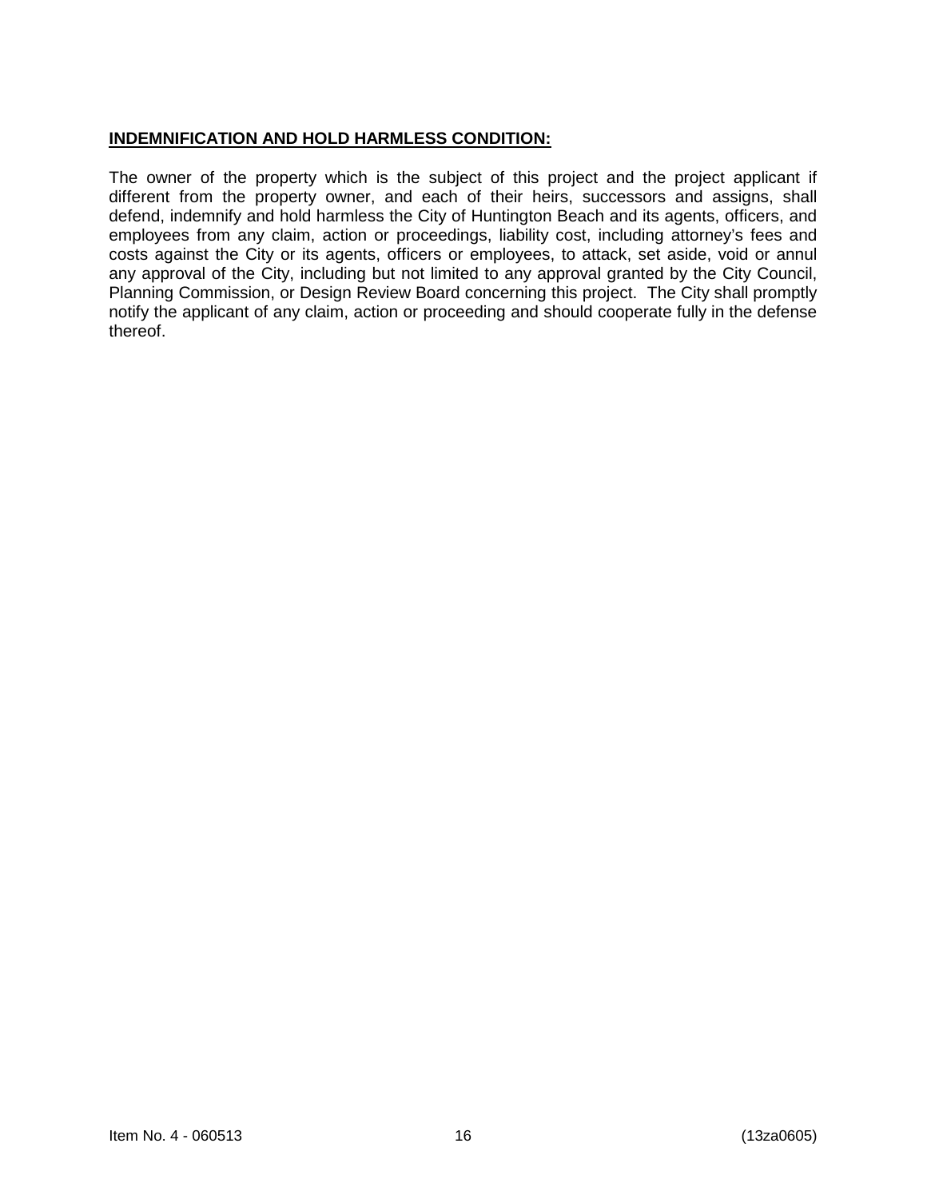**INDEMNIFICATION AND HOLD HARMLESS CONDITION:**

The owner of the property which is the subject of this project and the project applicant if different from the property owner, and each of their heirs, successors and assigns, shall defend, indemnify and hold harmless the City of Huntington Beach and its agents, officers, and employees from any claim, action or proceedings, liability cost, including attorney's fees and costs against the City or its agents, officers or employees, to attack, set aside, void or annul any approval of the City, including but not limited to any approval granted by the City Council, Planning Commission, or Design Review Board concerning this project. The City shall promptly notify the applicant of any claim, action or proceeding and should cooperate fully in the defense thereof.